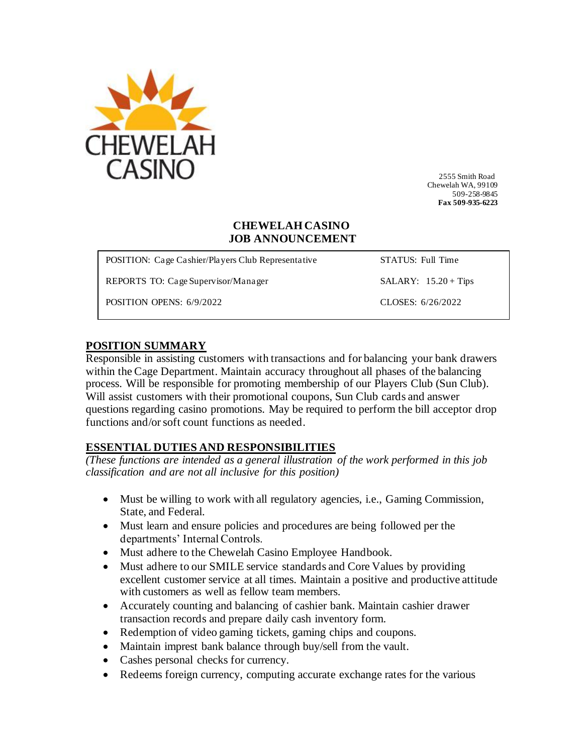CHEWELAH CASINO

2555 Smith Road
Chewelah WA, 99109
509-258-9845
**Fax 509-935-6223**

# CHEWELAH CASINO
# JOB ANNOUNCEMENT

| | |
|---|---|
| POSITION: Cage Cashier/Players Club Representative | STATUS: Full Time |
| REPORTS TO: Cage Supervisor/Manager | SALARY: 15.20 + Tips |
| POSITION OPENS: 6/9/2022 | CLOSES: 6/26/2022 |

## POSITION SUMMARY

Responsible in assisting customers with transactions and for balancing your bank drawers within the Cage Department. Maintain accuracy throughout all phases of the balancing process. Will be responsible for promoting membership of our Players Club (Sun Club). Will assist customers with their promotional coupons, Sun Club cards and answer questions regarding casino promotions. May be required to perform the bill acceptor drop functions and/or soft count functions as needed.

## ESSENTIAL DUTIES AND RESPONSIBILITIES

*(These functions are intended as a general illustration of the work performed in this job classification and are not all inclusive for this position)*

- Must be willing to work with all regulatory agencies, i.e., Gaming Commission, State, and Federal.
- Must learn and ensure policies and procedures are being followed per the departments' Internal Controls.
- Must adhere to the Chewelah Casino Employee Handbook.
- Must adhere to our SMILE service standards and Core Values by providing excellent customer service at all times. Maintain a positive and productive attitude with customers as well as fellow team members.
- Accurately counting and balancing of cashier bank. Maintain cashier drawer transaction records and prepare daily cash inventory form.
- Redemption of video gaming tickets, gaming chips and coupons.
- Maintain imprest bank balance through buy/sell from the vault.
- Cashes personal checks for currency.
- Redeems foreign currency, computing accurate exchange rates for the various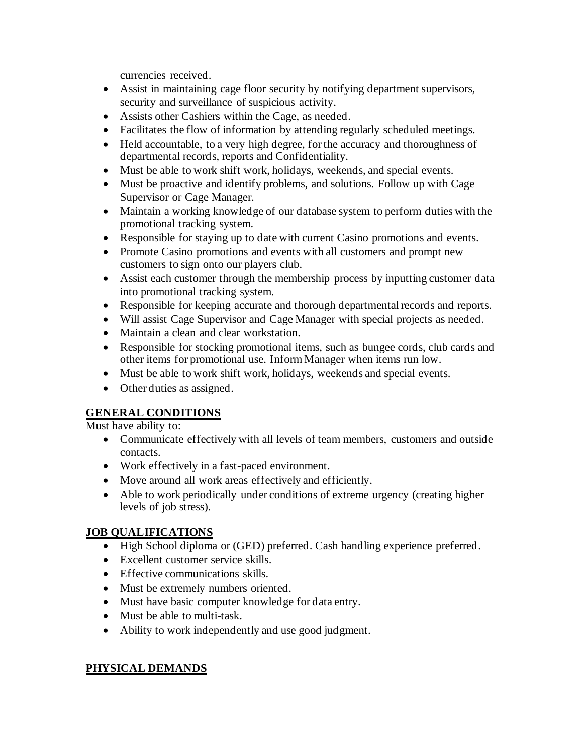currencies received.

- Assist in maintaining cage floor security by notifying department supervisors, security and surveillance of suspicious activity.
- Assists other Cashiers within the Cage, as needed.
- Facilitates the flow of information by attending regularly scheduled meetings.
- Held accountable, to a very high degree, for the accuracy and thoroughness of departmental records, reports and Confidentiality.
- Must be able to work shift work, holidays, weekends, and special events.
- Must be proactive and identify problems, and solutions. Follow up with Cage Supervisor or Cage Manager.
- Maintain a working knowledge of our database system to perform duties with the promotional tracking system.
- Responsible for staying up to date with current Casino promotions and events.
- Promote Casino promotions and events with all customers and prompt new customers to sign onto our players club.
- Assist each customer through the membership process by inputting customer data into promotional tracking system.
- Responsible for keeping accurate and thorough departmental records and reports.
- Will assist Cage Supervisor and Cage Manager with special projects as needed.
- Maintain a clean and clear workstation.
- Responsible for stocking promotional items, such as bungee cords, club cards and other items for promotional use. Inform Manager when items run low.
- Must be able to work shift work, holidays, weekends and special events.
- Other duties as assigned.

## GENERAL CONDITIONS

Must have ability to:

- Communicate effectively with all levels of team members, customers and outside contacts.
- Work effectively in a fast-paced environment.
- Move around all work areas effectively and efficiently.
- Able to work periodically under conditions of extreme urgency (creating higher levels of job stress).

## JOB QUALIFICATIONS

- High School diploma or (GED) preferred. Cash handling experience preferred.
- Excellent customer service skills.
- Effective communications skills.
- Must be extremely numbers oriented.
- Must have basic computer knowledge for data entry.
- Must be able to multi-task.
- Ability to work independently and use good judgment.

## PHYSICAL DEMANDS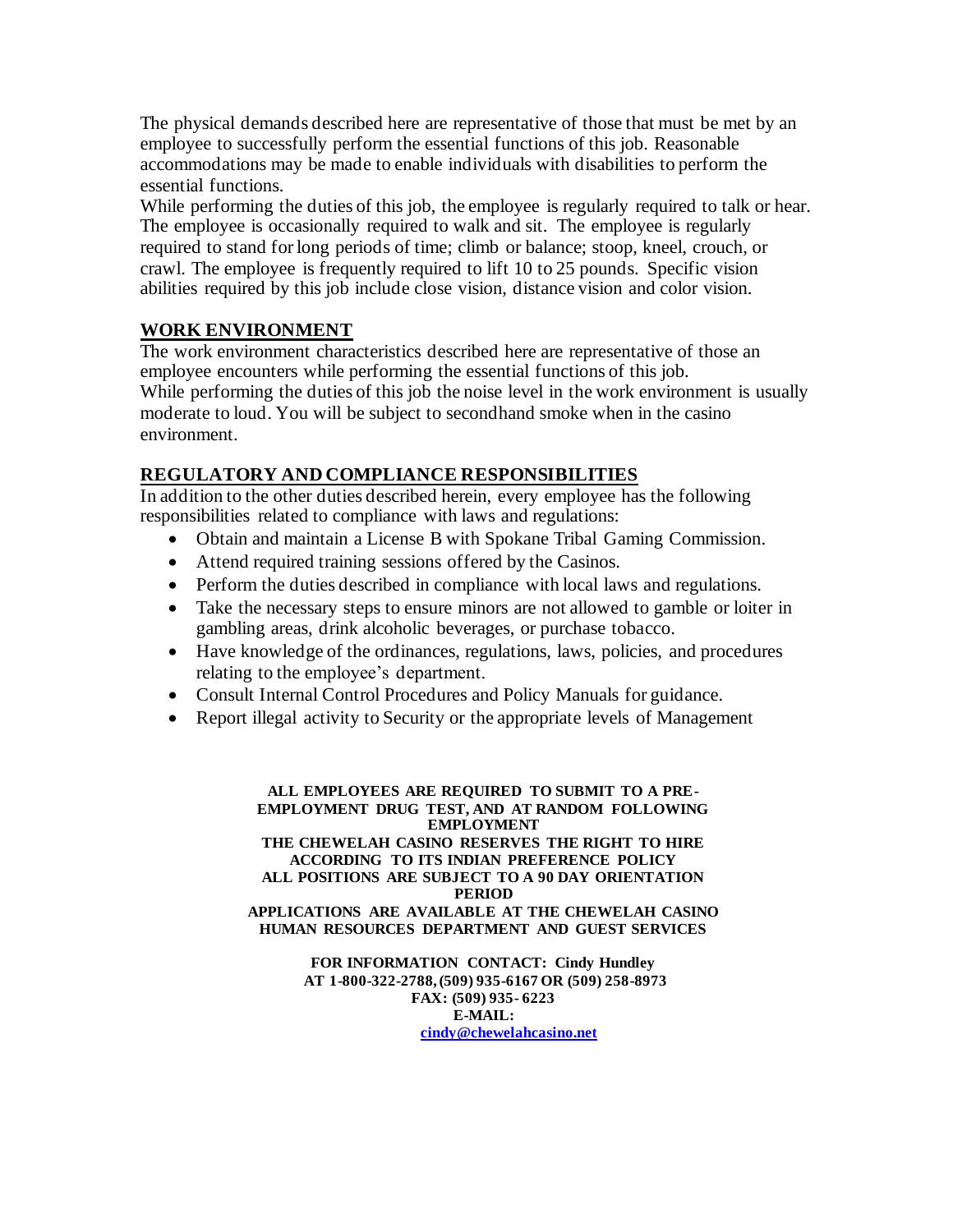The physical demands described here are representative of those that must be met by an employee to successfully perform the essential functions of this job. Reasonable accommodations may be made to enable individuals with disabilities to perform the essential functions.

While performing the duties of this job, the employee is regularly required to talk or hear. The employee is occasionally required to walk and sit. The employee is regularly required to stand for long periods of time; climb or balance; stoop, kneel, crouch, or crawl. The employee is frequently required to lift 10 to 25 pounds. Specific vision abilities required by this job include close vision, distance vision and color vision.

## WORK ENVIRONMENT

The work environment characteristics described here are representative of those an employee encounters while performing the essential functions of this job.

While performing the duties of this job the noise level in the work environment is usually moderate to loud. You will be subject to secondhand smoke when in the casino environment.

## REGULATORY AND COMPLIANCE RESPONSIBILITIES

In addition to the other duties described herein, every employee has the following responsibilities related to compliance with laws and regulations:

- Obtain and maintain a License B with Spokane Tribal Gaming Commission.
- Attend required training sessions offered by the Casinos.
- Perform the duties described in compliance with local laws and regulations.
- Take the necessary steps to ensure minors are not allowed to gamble or loiter in gambling areas, drink alcoholic beverages, or purchase tobacco.
- Have knowledge of the ordinances, regulations, laws, policies, and procedures relating to the employee's department.
- Consult Internal Control Procedures and Policy Manuals for guidance.
- Report illegal activity to Security or the appropriate levels of Management

**ALL EMPLOYEES ARE REQUIRED TO SUBMIT TO A PRE-EMPLOYMENT DRUG TEST, AND AT RANDOM FOLLOWING EMPLOYMENT**
**THE CHEWELAH CASINO RESERVES THE RIGHT TO HIRE ACCORDING TO ITS INDIAN PREFERENCE POLICY**
**ALL POSITIONS ARE SUBJECT TO A 90 DAY ORIENTATION PERIOD**
**APPLICATIONS ARE AVAILABLE AT THE CHEWELAH CASINO HUMAN RESOURCES DEPARTMENT AND GUEST SERVICES**

**FOR INFORMATION CONTACT: Cindy Hundley**
**AT 1-800-322-2788, (509) 935-6167 OR (509) 258-8973**
**FAX: (509) 935- 6223**
**E-MAIL:**
**cindy@chewelahcasino.net**